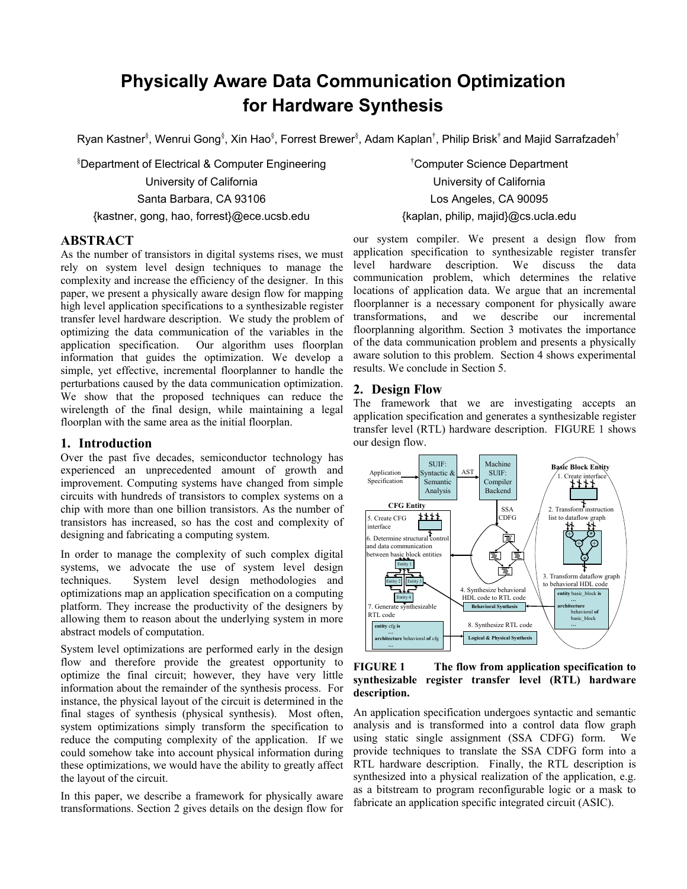# Physically Aware Data Communication Optimization for Hardware Synthesis

Ryan Kastner[§], Wenrui Gong[§], Xin Hao[§], Forrest Brewer[§], Adam Kaplan[†], Philip Brisk[†] and Majid Sarrafzadeh[†]

[§]Department of Electrical & Computer Engineering
University of California
Santa Barbara, CA 93106
{kastner, gong, hao, forrest}@ece.ucsb.edu

[†]Computer Science Department
University of California
Los Angeles, CA 90095
{kaplan, philip, majid}@cs.ucla.edu

## ABSTRACT

As the number of transistors in digital systems rises, we must rely on system level design techniques to manage the complexity and increase the efficiency of the designer. In this paper, we present a physically aware design flow for mapping high level application specifications to a synthesizable register transfer level hardware description. We study the problem of optimizing the data communication of the variables in the application specification. Our algorithm uses floorplan information that guides the optimization. We develop a simple, yet effective, incremental floorplanner to handle the perturbations caused by the data communication optimization. We show that the proposed techniques can reduce the wirelength of the final design, while maintaining a legal floorplan with the same area as the initial floorplan.

## 1. Introduction

Over the past five decades, semiconductor technology has experienced an unprecedented amount of growth and improvement. Computing systems have changed from simple circuits with hundreds of transistors to complex systems on a chip with more than one billion transistors. As the number of transistors has increased, so has the cost and complexity of designing and fabricating a computing system.

In order to manage the complexity of such complex digital systems, we advocate the use of system level design techniques. System level design methodologies and optimizations map an application specification on a computing platform. They increase the productivity of the designers by allowing them to reason about the underlying system in more abstract models of computation.

System level optimizations are performed early in the design flow and therefore provide the greatest opportunity to optimize the final circuit; however, they have very little information about the remainder of the synthesis process. For instance, the physical layout of the circuit is determined in the final stages of synthesis (physical synthesis). Most often, system optimizations simply transform the specification to reduce the computing complexity of the application. If we could somehow take into account physical information during these optimizations, we would have the ability to greatly affect the layout of the circuit.

In this paper, we describe a framework for physically aware transformations. Section 2 gives details on the design flow for our system compiler. We present a design flow from application specification to synthesizable register transfer level hardware description. We discuss the data communication problem, which determines the relative locations of application data. We argue that an incremental floorplanner is a necessary component for physically aware transformations, and we describe our incremental floorplanning algorithm. Section 3 motivates the importance of the data communication problem and presents a physically aware solution to this problem. Section 4 shows experimental results. We conclude in Section 5.

## 2. Design Flow

The framework that we are investigating accepts an application specification and generates a synthesizable register transfer level (RTL) hardware description. FIGURE 1 shows our design flow.

**FIGURE 1 The flow from application specification to synthesizable register transfer level (RTL) hardware description.**

An application specification undergoes syntactic and semantic analysis and is transformed into a control data flow graph using static single assignment (SSA CDFG) form. We provide techniques to translate the SSA CDFG form into a RTL hardware description. Finally, the RTL description is synthesized into a physical realization of the application, e.g. as a bitstream to program reconfigurable logic or a mask to fabricate an application specific integrated circuit (ASIC).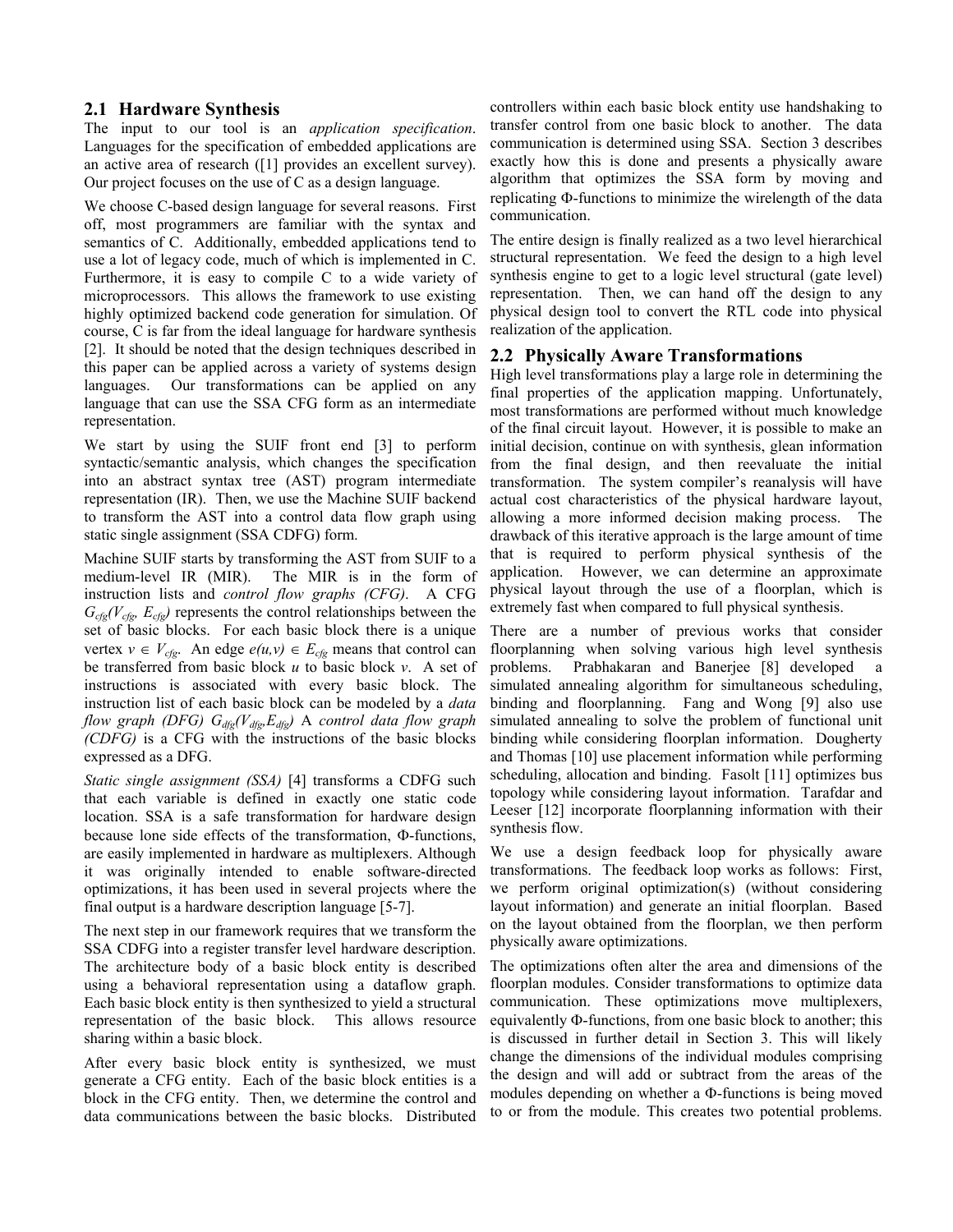## 2.1 Hardware Synthesis

The input to our tool is an *application specification*. Languages for the specification of embedded applications are an active area of research ([1] provides an excellent survey). Our project focuses on the use of C as a design language.

We choose C-based design language for several reasons. First off, most programmers are familiar with the syntax and semantics of C. Additionally, embedded applications tend to use a lot of legacy code, much of which is implemented in C. Furthermore, it is easy to compile C to a wide variety of microprocessors. This allows the framework to use existing highly optimized backend code generation for simulation. Of course, C is far from the ideal language for hardware synthesis [2]. It should be noted that the design techniques described in this paper can be applied across a variety of systems design languages. Our transformations can be applied on any language that can use the SSA CFG form as an intermediate representation.

We start by using the SUIF front end [3] to perform syntactic/semantic analysis, which changes the specification into an abstract syntax tree (AST) program intermediate representation (IR). Then, we use the Machine SUIF backend to transform the AST into a control data flow graph using static single assignment (SSA CDFG) form.

Machine SUIF starts by transforming the AST from SUIF to a medium-level IR (MIR). The MIR is in the form of instruction lists and *control flow graphs (CFG)*. A CFG $G_{cfg}(V_{cfg}, E_{cfg})$ represents the control relationships between the set of basic blocks. For each basic block there is a unique vertex $v \in V_{cfg}$. An edge $e(u,v) \in E_{cfg}$ means that control can be transferred from basic block $u$ to basic block $v$. A set of instructions is associated with every basic block. The instruction list of each basic block can be modeled by a *data flow graph (DFG)* $G_{dfg}(V_{dfg}, E_{dfg})$ A *control data flow graph (CDFG)* is a CFG with the instructions of the basic blocks expressed as a DFG.

*Static single assignment (SSA)* [4] transforms a CDFG such that each variable is defined in exactly one static code location. SSA is a safe transformation for hardware design because lone side effects of the transformation, Φ-functions, are easily implemented in hardware as multiplexers. Although it was originally intended to enable software-directed optimizations, it has been used in several projects where the final output is a hardware description language [5-7].

The next step in our framework requires that we transform the SSA CDFG into a register transfer level hardware description. The architecture body of a basic block entity is described using a behavioral representation using a dataflow graph. Each basic block entity is then synthesized to yield a structural representation of the basic block. This allows resource sharing within a basic block.

After every basic block entity is synthesized, we must generate a CFG entity. Each of the basic block entities is a block in the CFG entity. Then, we determine the control and data communications between the basic blocks. Distributed controllers within each basic block entity use handshaking to transfer control from one basic block to another. The data communication is determined using SSA. Section 3 describes exactly how this is done and presents a physically aware algorithm that optimizes the SSA form by moving and replicating Φ-functions to minimize the wirelength of the data communication.

The entire design is finally realized as a two level hierarchical structural representation. We feed the design to a high level synthesis engine to get to a logic level structural (gate level) representation. Then, we can hand off the design to any physical design tool to convert the RTL code into physical realization of the application.

## 2.2 Physically Aware Transformations

High level transformations play a large role in determining the final properties of the application mapping. Unfortunately, most transformations are performed without much knowledge of the final circuit layout. However, it is possible to make an initial decision, continue on with synthesis, glean information from the final design, and then reevaluate the initial transformation. The system compiler's reanalysis will have actual cost characteristics of the physical hardware layout, allowing a more informed decision making process. The drawback of this iterative approach is the large amount of time that is required to perform physical synthesis of the application. However, we can determine an approximate physical layout through the use of a floorplan, which is extremely fast when compared to full physical synthesis.

There are a number of previous works that consider floorplanning when solving various high level synthesis problems. Prabhakaran and Banerjee [8] developed a simulated annealing algorithm for simultaneous scheduling, binding and floorplanning. Fang and Wong [9] also use simulated annealing to solve the problem of functional unit binding while considering floorplan information. Dougherty and Thomas [10] use placement information while performing scheduling, allocation and binding. Fasolt [11] optimizes bus topology while considering layout information. Tarafdar and Leeser [12] incorporate floorplanning information with their synthesis flow.

We use a design feedback loop for physically aware transformations. The feedback loop works as follows: First, we perform original optimization(s) (without considering layout information) and generate an initial floorplan. Based on the layout obtained from the floorplan, we then perform physically aware optimizations.

The optimizations often alter the area and dimensions of the floorplan modules. Consider transformations to optimize data communication. These optimizations move multiplexers, equivalently Φ-functions, from one basic block to another; this is discussed in further detail in Section 3. This will likely change the dimensions of the individual modules comprising the design and will add or subtract from the areas of the modules depending on whether a Φ-functions is being moved to or from the module. This creates two potential problems.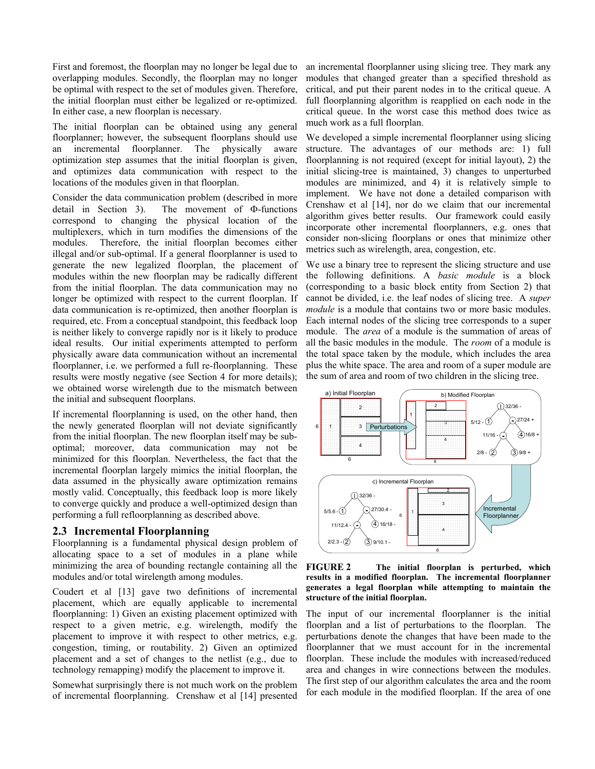First and foremost, the floorplan may no longer be legal due to overlapping modules. Secondly, the floorplan may no longer be optimal with respect to the set of modules given. Therefore, the initial floorplan must either be legalized or re-optimized. In either case, a new floorplan is necessary.

The initial floorplan can be obtained using any general floorplanner; however, the subsequent floorplans should use an incremental floorplanner. The physically aware optimization step assumes that the initial floorplan is given, and optimizes data communication with respect to the locations of the modules given in that floorplan.

Consider the data communication problem (described in more detail in Section 3). The movement of Φ-functions correspond to changing the physical location of the multiplexers, which in turn modifies the dimensions of the modules. Therefore, the initial floorplan becomes either illegal and/or sub-optimal. If a general floorplanner is used to generate the new legalized floorplan, the placement of modules within the new floorplan may be radically different from the initial floorplan. The data communication may no longer be optimized with respect to the current floorplan. If data communication is re-optimized, then another floorplan is required, etc. From a conceptual standpoint, this feedback loop is neither likely to converge rapidly nor is it likely to produce ideal results. Our initial experiments attempted to perform physically aware data communication without an incremental floorplanner, i.e. we performed a full re-floorplanning. These results were mostly negative (see Section 4 for more details); we obtained worse wirelength due to the mismatch between the initial and subsequent floorplans.

If incremental floorplanning is used, on the other hand, then the newly generated floorplan will not deviate significantly from the initial floorplan. The new floorplan itself may be sub-optimal; moreover, data communication may not be minimized for this floorplan. Nevertheless, the fact that the incremental floorplan largely mimics the initial floorplan, the data assumed in the physically aware optimization remains mostly valid. Conceptually, this feedback loop is more likely to converge quickly and produce a well-optimized design than performing a full refloorplanning as described above.

## 2.3 Incremental Floorplanning

Floorplanning is a fundamental physical design problem of allocating space to a set of modules in a plane while minimizing the area of bounding rectangle containing all the modules and/or total wirelength among modules.

Coudert et al [13] gave two definitions of incremental placement, which are equally applicable to incremental floorplanning: 1) Given an existing placement optimized with respect to a given metric, e.g. wirelength, modify the placement to improve it with respect to other metrics, e.g. congestion, timing, or routability. 2) Given an optimized placement and a set of changes to the netlist (e.g., due to technology remapping) modify the placement to improve it.

Somewhat surprisingly there is not much work on the problem of incremental floorplanning. Crenshaw et al [14] presented an incremental floorplanner using slicing tree. They mark any modules that changed greater than a specified threshold as critical, and put their parent nodes in to the critical queue. A full floorplanning algorithm is reapplied on each node in the critical queue. In the worst case this method does twice as much work as a full floorplan.

We developed a simple incremental floorplanner using slicing structure. The advantages of our methods are: 1) full floorplanning is not required (except for initial layout), 2) the initial slicing-tree is maintained, 3) changes to unperturbed modules are minimized, and 4) it is relatively simple to implement. We have not done a detailed comparison with Crenshaw et al [14], nor do we claim that our incremental algorithm gives better results. Our framework could easily incorporate other incremental floorplanners, e.g. ones that consider non-slicing floorplans or ones that minimize other metrics such as wirelength, area, congestion, etc.

We use a binary tree to represent the slicing structure and use the following definitions. A *basic module* is a block (corresponding to a basic block entity from Section 2) that cannot be divided, i.e. the leaf nodes of slicing tree. A *super module* is a module that contains two or more basic modules. Each internal nodes of the slicing tree corresponds to a super module. The *area* of a module is the summation of areas of all the basic modules in the module. The *room* of a module is the total space taken by the module, which includes the area plus the white space. The area and room of a super module are the sum of area and room of two children in the slicing tree.

**FIGURE 2 The initial floorplan is perturbed, which results in a modified floorplan. The incremental floorplanner generates a legal floorplan while attempting to maintain the structure of the initial floorplan.**

The input of our incremental floorplanner is the initial floorplan and a list of perturbations to the floorplan. The perturbations denote the changes that have been made to the floorplanner that we must account for in the incremental floorplan. These include the modules with increased/reduced area and changes in wire connections between the modules. The first step of our algorithm calculates the area and the room for each module in the modified floorplan. If the area of one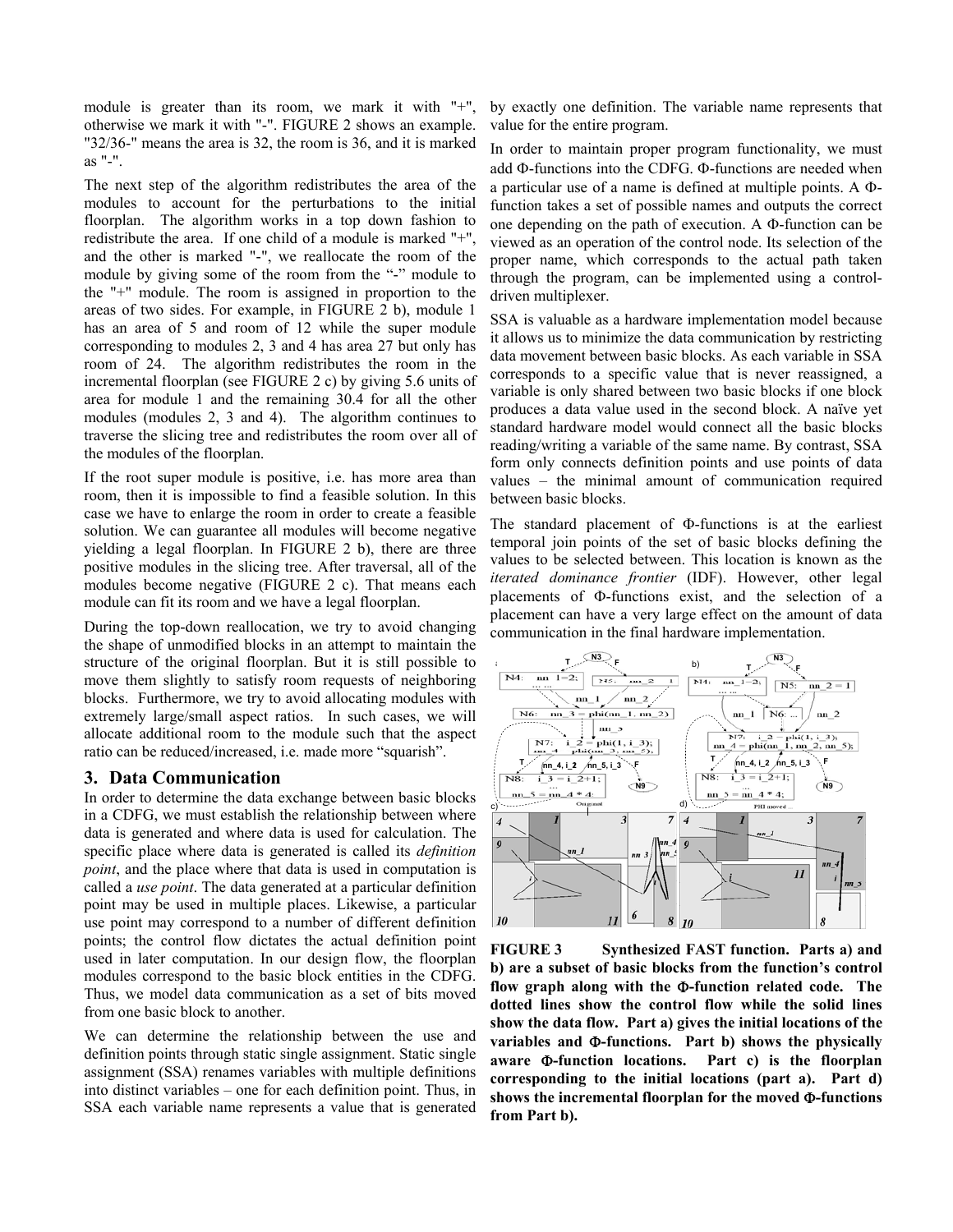module is greater than its room, we mark it with "+", otherwise we mark it with "-". FIGURE 2 shows an example. "32/36-" means the area is 32, the room is 36, and it is marked as "-".

The next step of the algorithm redistributes the area of the modules to account for the perturbations to the initial floorplan. The algorithm works in a top down fashion to redistribute the area. If one child of a module is marked "+", and the other is marked "-", we reallocate the room of the module by giving some of the room from the "-" module to the "+" module. The room is assigned in proportion to the areas of two sides. For example, in FIGURE 2 b), module 1 has an area of 5 and room of 12 while the super module corresponding to modules 2, 3 and 4 has area 27 but only has room of 24. The algorithm redistributes the room in the incremental floorplan (see FIGURE 2 c) by giving 5.6 units of area for module 1 and the remaining 30.4 for all the other modules (modules 2, 3 and 4). The algorithm continues to traverse the slicing tree and redistributes the room over all of the modules of the floorplan.

If the root super module is positive, i.e. has more area than room, then it is impossible to find a feasible solution. In this case we have to enlarge the room in order to create a feasible solution. We can guarantee all modules will become negative yielding a legal floorplan. In FIGURE 2 b), there are three positive modules in the slicing tree. After traversal, all of the modules become negative (FIGURE 2 c). That means each module can fit its room and we have a legal floorplan.

During the top-down reallocation, we try to avoid changing the shape of unmodified blocks in an attempt to maintain the structure of the original floorplan. But it is still possible to move them slightly to satisfy room requests of neighboring blocks. Furthermore, we try to avoid allocating modules with extremely large/small aspect ratios. In such cases, we will allocate additional room to the module such that the aspect ratio can be reduced/increased, i.e. made more "squarish".

## 3. Data Communication

In order to determine the data exchange between basic blocks in a CDFG, we must establish the relationship between where data is generated and where data is used for calculation. The specific place where data is generated is called its *definition point*, and the place where that data is used in computation is called a *use point*. The data generated at a particular definition point may be used in multiple places. Likewise, a particular use point may correspond to a number of different definition points; the control flow dictates the actual definition point used in later computation. In our design flow, the floorplan modules correspond to the basic block entities in the CDFG. Thus, we model data communication as a set of bits moved from one basic block to another.

We can determine the relationship between the use and definition points through static single assignment. Static single assignment (SSA) renames variables with multiple definitions into distinct variables – one for each definition point. Thus, in SSA each variable name represents a value that is generated by exactly one definition. The variable name represents that value for the entire program.

In order to maintain proper program functionality, we must add Φ-functions into the CDFG. Φ-functions are needed when a particular use of a name is defined at multiple points. A Φ-function takes a set of possible names and outputs the correct one depending on the path of execution. A Φ-function can be viewed as an operation of the control node. Its selection of the proper name, which corresponds to the actual path taken through the program, can be implemented using a control-driven multiplexer.

SSA is valuable as a hardware implementation model because it allows us to minimize the data communication by restricting data movement between basic blocks. As each variable in SSA corresponds to a specific value that is never reassigned, a variable is only shared between two basic blocks if one block produces a data value used in the second block. A naïve yet standard hardware model would connect all the basic blocks reading/writing a variable of the same name. By contrast, SSA form only connects definition points and use points of data values – the minimal amount of communication required between basic blocks.

The standard placement of Φ-functions is at the earliest temporal join points of the set of basic blocks defining the values to be selected between. This location is known as the *iterated dominance frontier* (IDF). However, other legal placements of Φ-functions exist, and the selection of a placement can have a very large effect on the amount of data communication in the final hardware implementation.

**FIGURE 3 Synthesized FAST function. Parts a) and b) are a subset of basic blocks from the function's control flow graph along with the Φ-function related code. The dotted lines show the control flow while the solid lines show the data flow. Part a) gives the initial locations of the variables and Φ-functions. Part b) shows the physically aware Φ-function locations. Part c) is the floorplan corresponding to the initial locations (part a). Part d) shows the incremental floorplan for the moved Φ-functions from Part b).**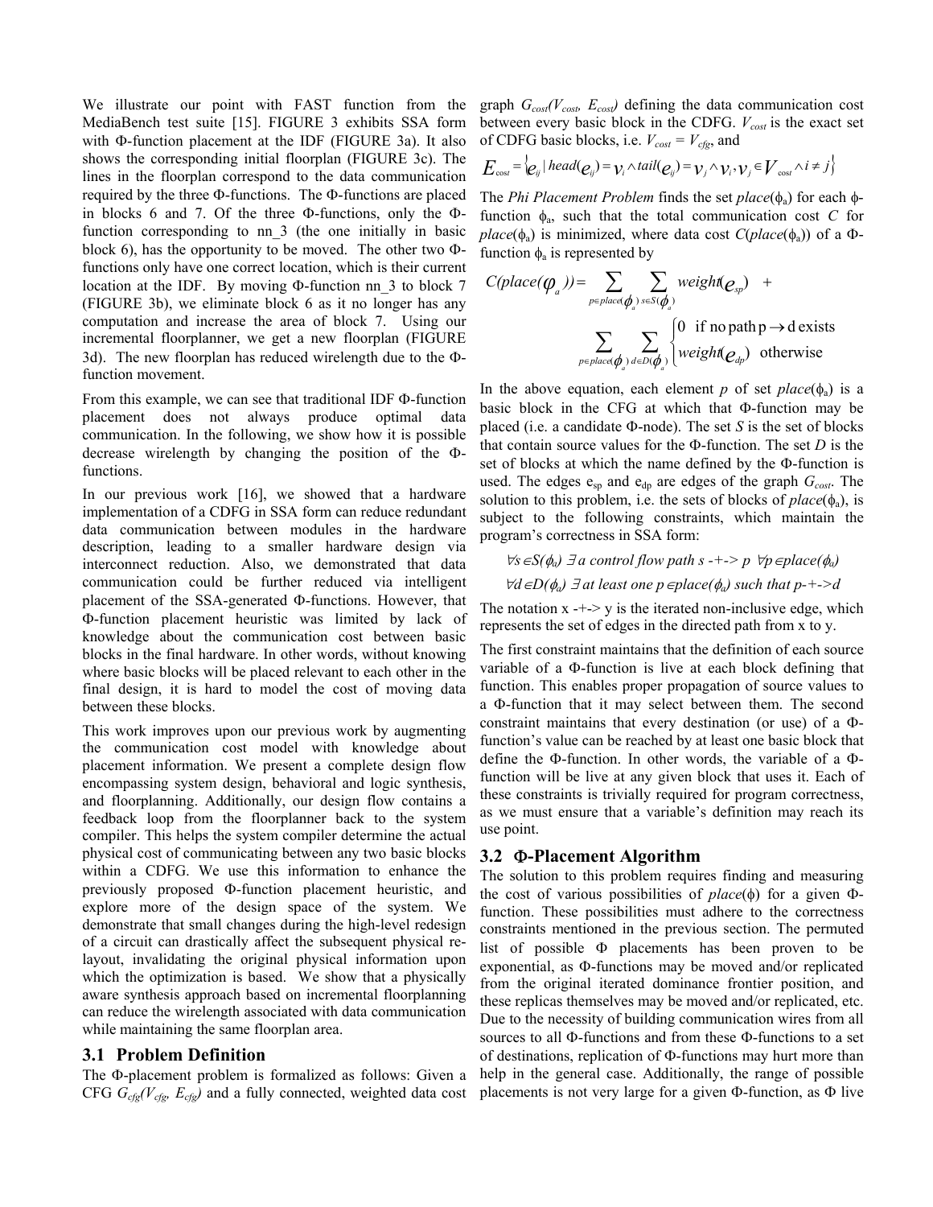We illustrate our point with FAST function from the MediaBench test suite [15]. FIGURE 3 exhibits SSA form with Φ-function placement at the IDF (FIGURE 3a). It also shows the corresponding initial floorplan (FIGURE 3c). The lines in the floorplan correspond to the data communication required by the three Φ-functions. The Φ-functions are placed in blocks 6 and 7. Of the three Φ-functions, only the Φ-function corresponding to nn_3 (the one initially in basic block 6), has the opportunity to be moved. The other two Φ-functions only have one correct location, which is their current location at the IDF. By moving Φ-function nn_3 to block 7 (FIGURE 3b), we eliminate block 6 as it no longer has any computation and increase the area of block 7. Using our incremental floorplanner, we get a new floorplan (FIGURE 3d). The new floorplan has reduced wirelength due to the Φ-function movement.

From this example, we can see that traditional IDF Φ-function placement does not always produce optimal data communication. In the following, we show how it is possible decrease wirelength by changing the position of the Φ-functions.

In our previous work [16], we showed that a hardware implementation of a CDFG in SSA form can reduce redundant data communication between modules in the hardware description, leading to a smaller hardware design via interconnect reduction. Also, we demonstrated that data communication could be further reduced via intelligent placement of the SSA-generated Φ-functions. However, that Φ-function placement heuristic was limited by lack of knowledge about the communication cost between basic blocks in the final hardware. In other words, without knowing where basic blocks will be placed relevant to each other in the final design, it is hard to model the cost of moving data between these blocks.

This work improves upon our previous work by augmenting the communication cost model with knowledge about placement information. We present a complete design flow encompassing system design, behavioral and logic synthesis, and floorplanning. Additionally, our design flow contains a feedback loop from the floorplanner back to the system compiler. This helps the system compiler determine the actual physical cost of communicating between any two basic blocks within a CDFG. We use this information to enhance the previously proposed Φ-function placement heuristic, and explore more of the design space of the system. We demonstrate that small changes during the high-level redesign of a circuit can drastically affect the subsequent physical re-layout, invalidating the original physical information upon which the optimization is based. We show that a physically aware synthesis approach based on incremental floorplanning can reduce the wirelength associated with data communication while maintaining the same floorplan area.

## 3.1 Problem Definition

The Φ-placement problem is formalized as follows: Given a CFG $G_{cfg}(V_{cfg}, E_{cfg})$ and a fully connected, weighted data cost graph $G_{cost}(V_{cost}, E_{cost})$ defining the data communication cost between every basic block in the CDFG. $V_{cost}$ is the exact set of CDFG basic blocks, i.e. $V_{cost} = V_{cfg}$, and

$$E_{cost} = \{e_{ij} \mid head(e_{ij}) = v_i \wedge tail(e_{ij}) = v_j \wedge v_i, v_j \in V_{cost} \wedge i \neq j\}$$

The *Phi Placement Problem* finds the set $place(\phi_a)$ for each ϕ-function $\phi_a$, such that the total communication cost $C$ for $place(\phi_a)$ is minimized, where data cost $C(place(\phi_a))$ of a Φ-function $\phi_a$ is represented by

$$C(place(\varphi_a)) = \sum_{p \in place(\phi_a)} \sum_{s \in S(\phi_a)} weight(e_{sp}) \quad + \quad \sum_{p \in place(\phi_a)} \sum_{d \in D(\phi_a)} \begin{cases} 0 & \text{if no path } p \rightarrow d \text{ exists} \\ weight(e_{dp}) & \text{otherwise} \end{cases}$$

In the above equation, each element $p$ of set $place(\phi_a)$ is a basic block in the CFG at which that Φ-function may be placed (i.e. a candidate Φ-node). The set $S$ is the set of blocks that contain source values for the Φ-function. The set $D$ is the set of blocks at which the name defined by the Φ-function is used. The edges $e_{sp}$ and $e_{dp}$ are edges of the graph $G_{cost}$. The solution to this problem, i.e. the sets of blocks of $place(\phi_a)$, is subject to the following constraints, which maintain the program's correctness in SSA form:

$\forall s \in S(\phi_a)$ *∃ a control flow path s -+-> p* $\forall p \in place(\phi_a)$

$\forall d \in D(\phi_a)$ *∃ at least one* $p \in place(\phi_a)$ *such that p-+->d*

The notation x -+-> y is the iterated non-inclusive edge, which represents the set of edges in the directed path from x to y.

The first constraint maintains that the definition of each source variable of a Φ-function is live at each block defining that function. This enables proper propagation of source values to a Φ-function that it may select between them. The second constraint maintains that every destination (or use) of a Φ-function's value can be reached by at least one basic block that define the Φ-function. In other words, the variable of a Φ-function will be live at any given block that uses it. Each of these constraints is trivially required for program correctness, as we must ensure that a variable's definition may reach its use point.

## 3.2 Φ-Placement Algorithm

The solution to this problem requires finding and measuring the cost of various possibilities of $place(\phi)$ for a given Φ-function. These possibilities must adhere to the correctness constraints mentioned in the previous section. The permuted list of possible Φ placements has been proven to be exponential, as Φ-functions may be moved and/or replicated from the original iterated dominance frontier position, and these replicas themselves may be moved and/or replicated, etc. Due to the necessity of building communication wires from all sources to all Φ-functions and from these Φ-functions to a set of destinations, replication of Φ-functions may hurt more than help in the general case. Additionally, the range of possible placements is not very large for a given Φ-function, as Φ live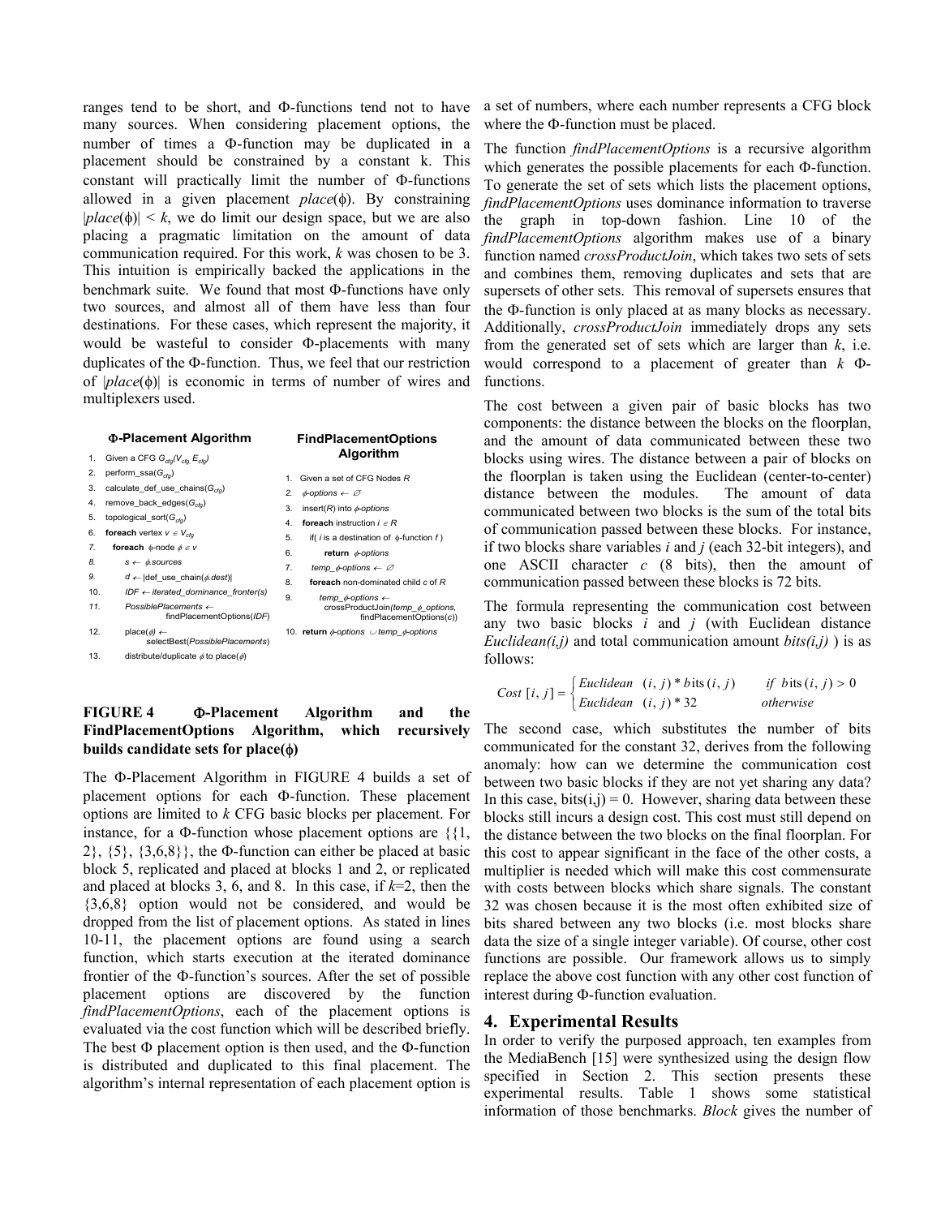ranges tend to be short, and Φ-functions tend not to have many sources. When considering placement options, the number of times a Φ-function may be duplicated in a placement should be constrained by a constant k. This constant will practically limit the number of Φ-functions allowed in a given placement *place*(ϕ). By constraining $|place(\phi)| < k$, we do limit our design space, but we are also placing a pragmatic limitation on the amount of data communication required. For this work, *k* was chosen to be 3. This intuition is empirically backed the applications in the benchmark suite. We found that most Φ-functions have only two sources, and almost all of them have less than four destinations. For these cases, which represent the majority, it would be wasteful to consider Φ-placements with many duplicates of the Φ-function. Thus, we feel that our restriction of $|place(\phi)|$ is economic in terms of number of wires and multiplexers used.

**Φ-Placement Algorithm**

```
1.  Given a CFG G_cfg(V_cfg, E_cfg)
2.  perform_ssa(G_cfg)
3.  calculate_def_use_chains(G_cfg)
4.  remove_back_edges(G_cfg)
5.  topological_sort(G_cfg)
6.  foreach vertex v ∈ V_cfg
7.    foreach ϕ-node ϕ ∈ v
8.      s ← ϕ.sources
9.      d ← |def_use_chain(ϕ.dest)|
10.     IDF ← iterated_dominance_fronter(s)
11.     PossiblePlacements ←
            findPlacementOptions(IDF)
12.     place(ϕ) ←
            selectBest(PossiblePlacements)
13.     distribute/duplicate ϕ to place(ϕ)
```

**FindPlacementOptions Algorithm**

```
1.  Given a set of CFG Nodes R
2.  ϕ-options ← ∅
3.  insert(R) into ϕ-options
4.  foreach instruction i ∈ R
5.    if( i is a destination of ϕ-function f )
6.      return ϕ-options
7.    temp_ϕ-options ← ∅
8.    foreach non-dominated child c of R
9.      temp_ϕ-options ←
            crossProductJoin(temp_ϕ_options,
                findPlacementOptions(c))
10. return ϕ-options ∪ temp_ϕ-options
```

**FIGURE 4 Φ-Placement Algorithm and the FindPlacementOptions Algorithm, which recursively builds candidate sets for place(ϕ)**

The Φ-Placement Algorithm in FIGURE 4 builds a set of placement options for each Φ-function. These placement options are limited to *k* CFG basic blocks per placement. For instance, for a Φ-function whose placement options are {{1, 2}, {5}, {3,6,8}}, the Φ-function can either be placed at basic block 5, replicated and placed at blocks 1 and 2, or replicated and placed at blocks 3, 6, and 8. In this case, if *k*=2, then the {3,6,8} option would not be considered, and would be dropped from the list of placement options. As stated in lines 10-11, the placement options are found using a search function, which starts execution at the iterated dominance frontier of the Φ-function's sources. After the set of possible placement options are discovered by the function *findPlacementOptions*, each of the placement options is evaluated via the cost function which will be described briefly. The best Φ placement option is then used, and the Φ-function is distributed and duplicated to this final placement. The algorithm's internal representation of each placement option is a set of numbers, where each number represents a CFG block where the Φ-function must be placed.

The function *findPlacementOptions* is a recursive algorithm which generates the possible placements for each Φ-function. To generate the set of sets which lists the placement options, *findPlacementOptions* uses dominance information to traverse the graph in top-down fashion. Line 10 of the *findPlacementOptions* algorithm makes use of a binary function named *crossProductJoin*, which takes two sets of sets and combines them, removing duplicates and sets that are supersets of other sets. This removal of supersets ensures that the Φ-function is only placed at as many blocks as necessary. Additionally, *crossProductJoin* immediately drops any sets from the generated set of sets which are larger than *k*, i.e. would correspond to a placement of greater than *k* Φ-functions.

The cost between a given pair of basic blocks has two components: the distance between the blocks on the floorplan, and the amount of data communicated between these two blocks using wires. The distance between a pair of blocks on the floorplan is taken using the Euclidean (center-to-center) distance between the modules. The amount of data communicated between two blocks is the sum of the total bits of communication passed between these blocks. For instance, if two blocks share variables *i* and *j* (each 32-bit integers), and one ASCII character *c* (8 bits), then the amount of communication passed between these blocks is 72 bits.

The formula representing the communication cost between any two basic blocks *i* and *j* (with Euclidean distance *Euclidean(i,j)* and total communication amount *bits(i,j)* ) is as follows:

$$Cost\,[i,j] = \begin{cases} Euclidean\ \ (i,j) * bits\,(i,j) & if\ \ bits\,(i,j) > 0 \\ Euclidean\ \ (i,j) * 32 & otherwise \end{cases}$$

The second case, which substitutes the number of bits communicated for the constant 32, derives from the following anomaly: how can we determine the communication cost between two basic blocks if they are not yet sharing any data? In this case, bits(i,j) = 0. However, sharing data between these blocks still incurs a design cost. This cost must still depend on the distance between the two blocks on the final floorplan. For this cost to appear significant in the face of the other costs, a multiplier is needed which will make this cost commensurate with costs between blocks which share signals. The constant 32 was chosen because it is the most often exhibited size of bits shared between any two blocks (i.e. most blocks share data the size of a single integer variable). Of course, other cost functions are possible. Our framework allows us to simply replace the above cost function with any other cost function of interest during Φ-function evaluation.

## 4. Experimental Results

In order to verify the purposed approach, ten examples from the MediaBench [15] were synthesized using the design flow specified in Section 2. This section presents these experimental results. Table 1 shows some statistical information of those benchmarks. *Block* gives the number of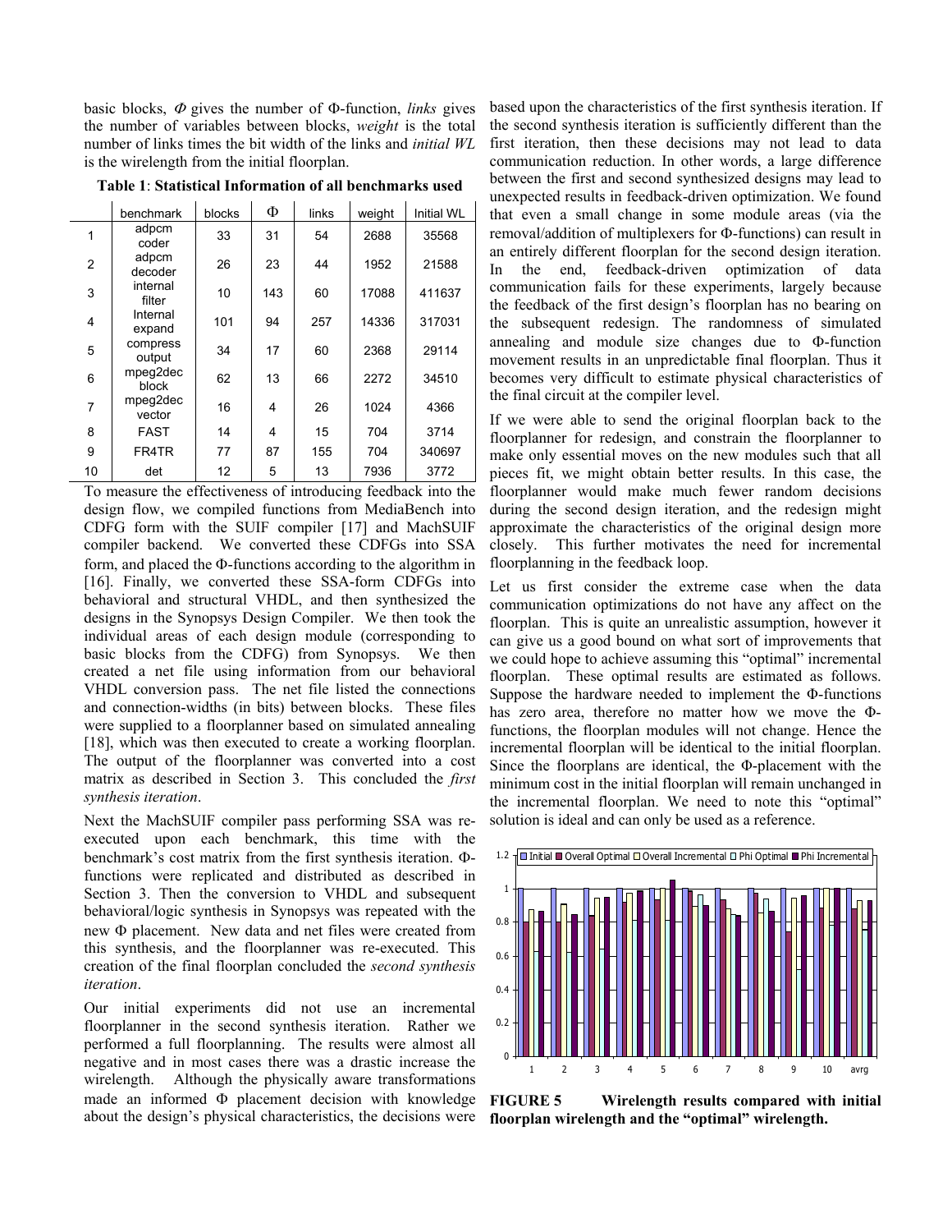basic blocks, *Φ* gives the number of Φ-function, *links* gives the number of variables between blocks, *weight* is the total number of links times the bit width of the links and *initial WL* is the wirelength from the initial floorplan.

**Table 1**: **Statistical Information of all benchmarks used**

| | benchmark | blocks | Φ | links | weight | Initial WL |
|---|---|---|---|---|---|---|
| 1 | adpcm coder | 33 | 31 | 54 | 2688 | 35568 |
| 2 | adpcm decoder | 26 | 23 | 44 | 1952 | 21588 |
| 3 | internal filter | 10 | 143 | 60 | 17088 | 411637 |
| 4 | Internal expand | 101 | 94 | 257 | 14336 | 317031 |
| 5 | compress output | 34 | 17 | 60 | 2368 | 29114 |
| 6 | mpeg2dec block | 62 | 13 | 66 | 2272 | 34510 |
| 7 | mpeg2dec vector | 16 | 4 | 26 | 1024 | 4366 |
| 8 | FAST | 14 | 4 | 15 | 704 | 3714 |
| 9 | FR4TR | 77 | 87 | 155 | 704 | 340697 |
| 10 | det | 12 | 5 | 13 | 7936 | 3772 |

To measure the effectiveness of introducing feedback into the design flow, we compiled functions from MediaBench into CDFG form with the SUIF compiler [17] and MachSUIF compiler backend. We converted these CDFGs into SSA form, and placed the Φ-functions according to the algorithm in [16]. Finally, we converted these SSA-form CDFGs into behavioral and structural VHDL, and then synthesized the designs in the Synopsys Design Compiler. We then took the individual areas of each design module (corresponding to basic blocks from the CDFG) from Synopsys. We then created a net file using information from our behavioral VHDL conversion pass. The net file listed the connections and connection-widths (in bits) between blocks. These files were supplied to a floorplanner based on simulated annealing [18], which was then executed to create a working floorplan. The output of the floorplanner was converted into a cost matrix as described in Section 3. This concluded the *first synthesis iteration*.

Next the MachSUIF compiler pass performing SSA was re-executed upon each benchmark, this time with the benchmark's cost matrix from the first synthesis iteration. Φ-functions were replicated and distributed as described in Section 3. Then the conversion to VHDL and subsequent behavioral/logic synthesis in Synopsys was repeated with the new Φ placement. New data and net files were created from this synthesis, and the floorplanner was re-executed. This creation of the final floorplan concluded the *second synthesis iteration*.

Our initial experiments did not use an incremental floorplanner in the second synthesis iteration. Rather we performed a full floorplanning. The results were almost all negative and in most cases there was a drastic increase the wirelength. Although the physically aware transformations made an informed Φ placement decision with knowledge about the design's physical characteristics, the decisions were based upon the characteristics of the first synthesis iteration. If the second synthesis iteration is sufficiently different than the first iteration, then these decisions may not lead to data communication reduction. In other words, a large difference between the first and second synthesized designs may lead to unexpected results in feedback-driven optimization. We found that even a small change in some module areas (via the removal/addition of multiplexers for Φ-functions) can result in an entirely different floorplan for the second design iteration. In the end, feedback-driven optimization of data communication fails for these experiments, largely because the feedback of the first design's floorplan has no bearing on the subsequent redesign. The randomness of simulated annealing and module size changes due to Φ-function movement results in an unpredictable final floorplan. Thus it becomes very difficult to estimate physical characteristics of the final circuit at the compiler level.

If we were able to send the original floorplan back to the floorplanner for redesign, and constrain the floorplanner to make only essential moves on the new modules such that all pieces fit, we might obtain better results. In this case, the floorplanner would make much fewer random decisions during the second design iteration, and the redesign might approximate the characteristics of the original design more closely. This further motivates the need for incremental floorplanning in the feedback loop.

Let us first consider the extreme case when the data communication optimizations do not have any affect on the floorplan. This is quite an unrealistic assumption, however it can give us a good bound on what sort of improvements that we could hope to achieve assuming this "optimal" incremental floorplan. These optimal results are estimated as follows. Suppose the hardware needed to implement the Φ-functions has zero area, therefore no matter how we move the Φ-functions, the floorplan modules will not change. Hence the incremental floorplan will be identical to the initial floorplan. Since the floorplans are identical, the Φ-placement with the minimum cost in the initial floorplan will remain unchanged in the incremental floorplan. We need to note this "optimal" solution is ideal and can only be used as a reference.

**FIGURE 5 Wirelength results compared with initial floorplan wirelength and the "optimal" wirelength.**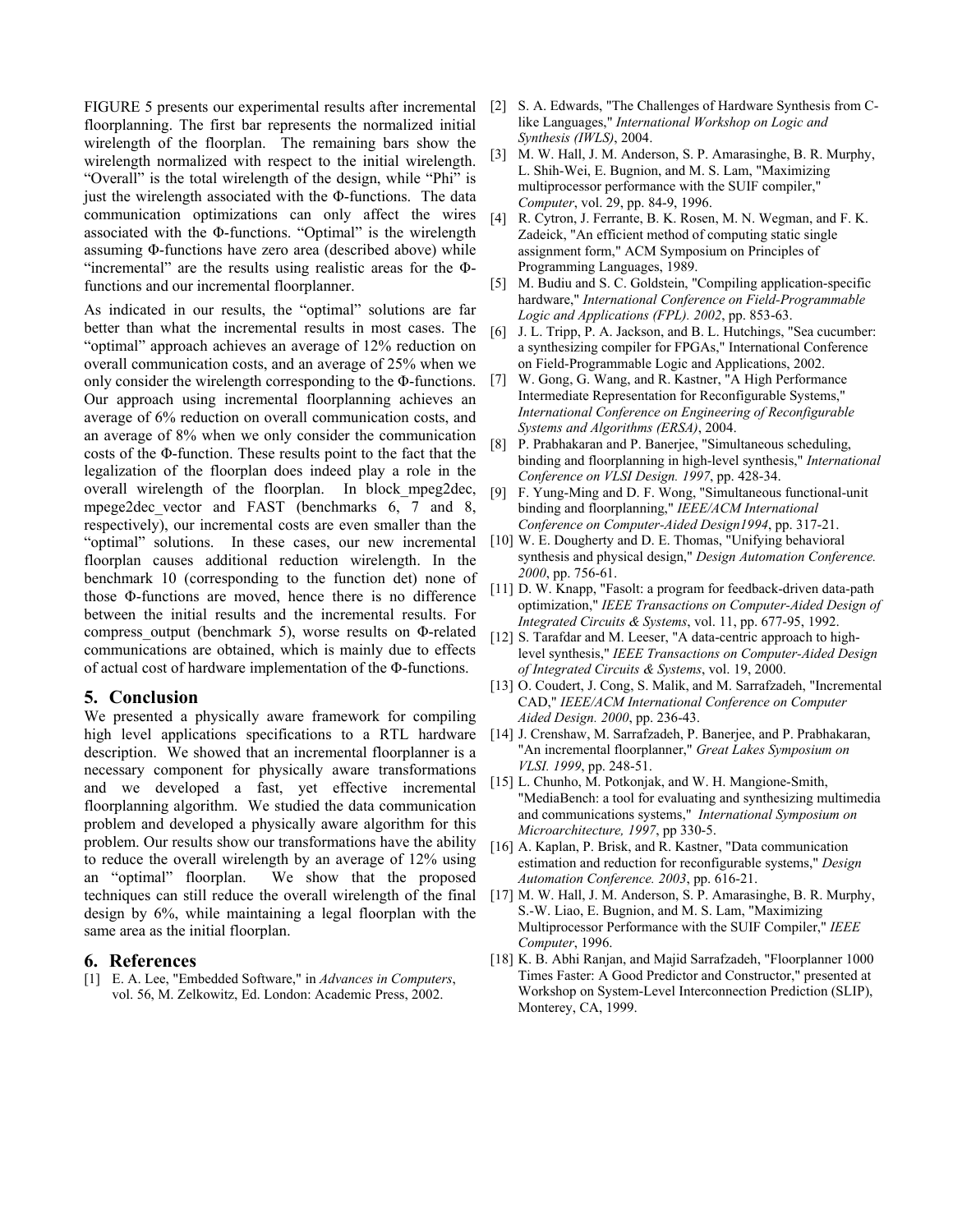FIGURE 5 presents our experimental results after incremental floorplanning. The first bar represents the normalized initial wirelength of the floorplan. The remaining bars show the wirelength normalized with respect to the initial wirelength. "Overall" is the total wirelength of the design, while "Phi" is just the wirelength associated with the Φ-functions. The data communication optimizations can only affect the wires associated with the Φ-functions. "Optimal" is the wirelength assuming Φ-functions have zero area (described above) while "incremental" are the results using realistic areas for the Φ-functions and our incremental floorplanner.

As indicated in our results, the "optimal" solutions are far better than what the incremental results in most cases. The "optimal" approach achieves an average of 12% reduction on overall communication costs, and an average of 25% when we only consider the wirelength corresponding to the Φ-functions. Our approach using incremental floorplanning achieves an average of 6% reduction on overall communication costs, and an average of 8% when we only consider the communication costs of the Φ-function. These results point to the fact that the legalization of the floorplan does indeed play a role in the overall wirelength of the floorplan. In block_mpeg2dec, mpege2dec_vector and FAST (benchmarks 6, 7 and 8, respectively), our incremental costs are even smaller than the "optimal" solutions. In these cases, our new incremental floorplan causes additional reduction wirelength. In the benchmark 10 (corresponding to the function det) none of those Φ-functions are moved, hence there is no difference between the initial results and the incremental results. For compress_output (benchmark 5), worse results on Φ-related communications are obtained, which is mainly due to effects of actual cost of hardware implementation of the Φ-functions.

## 5. Conclusion

We presented a physically aware framework for compiling high level applications specifications to a RTL hardware description. We showed that an incremental floorplanner is a necessary component for physically aware transformations and we developed a fast, yet effective incremental floorplanning algorithm. We studied the data communication problem and developed a physically aware algorithm for this problem. Our results show our transformations have the ability to reduce the overall wirelength by an average of 12% using an "optimal" floorplan. We show that the proposed techniques can still reduce the overall wirelength of the final design by 6%, while maintaining a legal floorplan with the same area as the initial floorplan.

## 6. References

[1] E. A. Lee, "Embedded Software," in *Advances in Computers*, vol. 56, M. Zelkowitz, Ed. London: Academic Press, 2002.

[2] S. A. Edwards, "The Challenges of Hardware Synthesis from C-like Languages," *International Workshop on Logic and Synthesis (IWLS)*, 2004.

[3] M. W. Hall, J. M. Anderson, S. P. Amarasinghe, B. R. Murphy, L. Shih-Wei, E. Bugnion, and M. S. Lam, "Maximizing multiprocessor performance with the SUIF compiler," *Computer*, vol. 29, pp. 84-9, 1996.

[4] R. Cytron, J. Ferrante, B. K. Rosen, M. N. Wegman, and F. K. Zadeick, "An efficient method of computing static single assignment form," ACM Symposium on Principles of Programming Languages, 1989.

[5] M. Budiu and S. C. Goldstein, "Compiling application-specific hardware," *International Conference on Field-Programmable Logic and Applications (FPL). 2002*, pp. 853-63.

[6] J. L. Tripp, P. A. Jackson, and B. L. Hutchings, "Sea cucumber: a synthesizing compiler for FPGAs," International Conference on Field-Programmable Logic and Applications, 2002.

[7] W. Gong, G. Wang, and R. Kastner, "A High Performance Intermediate Representation for Reconfigurable Systems," *International Conference on Engineering of Reconfigurable Systems and Algorithms (ERSA)*, 2004.

[8] P. Prabhakaran and P. Banerjee, "Simultaneous scheduling, binding and floorplanning in high-level synthesis," *International Conference on VLSI Design. 1997*, pp. 428-34.

[9] F. Yung-Ming and D. F. Wong, "Simultaneous functional-unit binding and floorplanning," *IEEE/ACM International Conference on Computer-Aided Design1994*, pp. 317-21.

[10] W. E. Dougherty and D. E. Thomas, "Unifying behavioral synthesis and physical design," *Design Automation Conference. 2000*, pp. 756-61.

[11] D. W. Knapp, "Fasolt: a program for feedback-driven data-path optimization," *IEEE Transactions on Computer-Aided Design of Integrated Circuits & Systems*, vol. 11, pp. 677-95, 1992.

[12] S. Tarafdar and M. Leeser, "A data-centric approach to high-level synthesis," *IEEE Transactions on Computer-Aided Design of Integrated Circuits & Systems*, vol. 19, 2000.

[13] O. Coudert, J. Cong, S. Malik, and M. Sarrafzadeh, "Incremental CAD," *IEEE/ACM International Conference on Computer Aided Design. 2000*, pp. 236-43.

[14] J. Crenshaw, M. Sarrafzadeh, P. Banerjee, and P. Prabhakaran, "An incremental floorplanner," *Great Lakes Symposium on VLSI. 1999*, pp. 248-51.

[15] L. Chunho, M. Potkonjak, and W. H. Mangione-Smith, "MediaBench: a tool for evaluating and synthesizing multimedia and communications systems," *International Symposium on Microarchitecture, 1997*, pp 330-5.

[16] A. Kaplan, P. Brisk, and R. Kastner, "Data communication estimation and reduction for reconfigurable systems," *Design Automation Conference. 2003*, pp. 616-21.

[17] M. W. Hall, J. M. Anderson, S. P. Amarasinghe, B. R. Murphy, S.-W. Liao, E. Bugnion, and M. S. Lam, "Maximizing Multiprocessor Performance with the SUIF Compiler," *IEEE Computer*, 1996.

[18] K. B. Abhi Ranjan, and Majid Sarrafzadeh, "Floorplanner 1000 Times Faster: A Good Predictor and Constructor," presented at Workshop on System-Level Interconnection Prediction (SLIP), Monterey, CA, 1999.